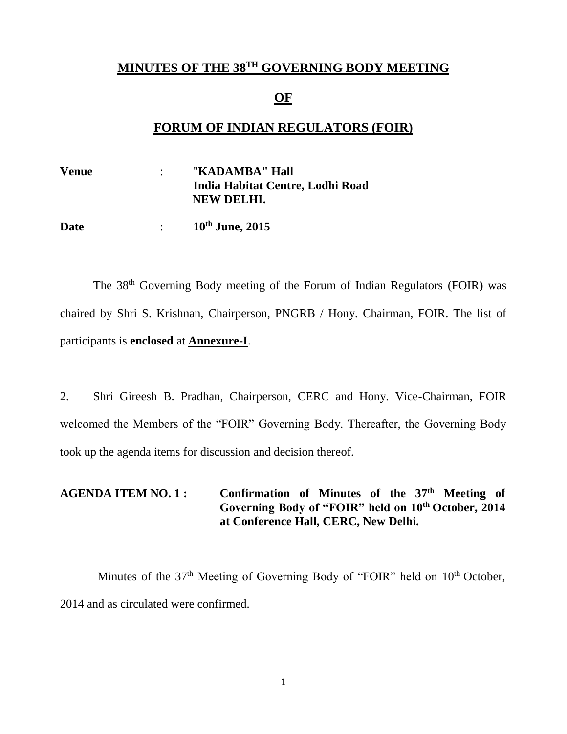# MINUTES OF THE 38TH GOVERNING BODY MEETING

# OF

# FORUM OF INDIAN REGULATORS (FOIR)

**Venue** : **"KADAMBA" Hall**
**India Habitat Centre, Lodhi Road**
**NEW DELHI.**

**Date** : **10th June, 2015**

The 38th Governing Body meeting of the Forum of Indian Regulators (FOIR) was chaired by Shri S. Krishnan, Chairperson, PNGRB / Hony. Chairman, FOIR. The list of participants is **enclosed** at **Annexure-I**.

2. Shri Gireesh B. Pradhan, Chairperson, CERC and Hony. Vice-Chairman, FOIR welcomed the Members of the "FOIR" Governing Body. Thereafter, the Governing Body took up the agenda items for discussion and decision thereof.

**AGENDA ITEM NO. 1 : Confirmation of Minutes of the 37th Meeting of Governing Body of "FOIR" held on 10th October, 2014 at Conference Hall, CERC, New Delhi.**

Minutes of the 37th Meeting of Governing Body of "FOIR" held on 10th October, 2014 and as circulated were confirmed.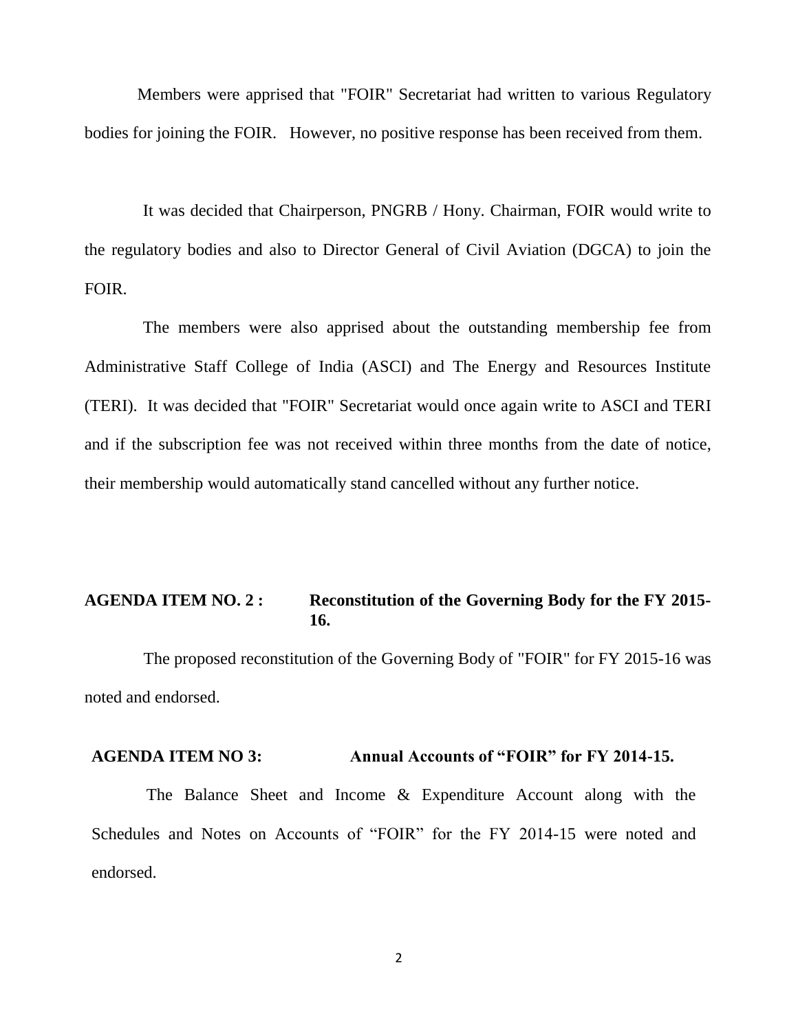Members were apprised that "FOIR" Secretariat had written to various Regulatory bodies for joining the FOIR. However, no positive response has been received from them.

It was decided that Chairperson, PNGRB / Hony. Chairman, FOIR would write to the regulatory bodies and also to Director General of Civil Aviation (DGCA) to join the FOIR.

The members were also apprised about the outstanding membership fee from Administrative Staff College of India (ASCI) and The Energy and Resources Institute (TERI). It was decided that "FOIR" Secretariat would once again write to ASCI and TERI and if the subscription fee was not received within three months from the date of notice, their membership would automatically stand cancelled without any further notice.

**AGENDA ITEM NO. 2 : Reconstitution of the Governing Body for the FY 2015-16.**

The proposed reconstitution of the Governing Body of "FOIR" for FY 2015-16 was noted and endorsed.

**AGENDA ITEM NO 3: Annual Accounts of "FOIR" for FY 2014-15.**

The Balance Sheet and Income & Expenditure Account along with the Schedules and Notes on Accounts of "FOIR" for the FY 2014-15 were noted and endorsed.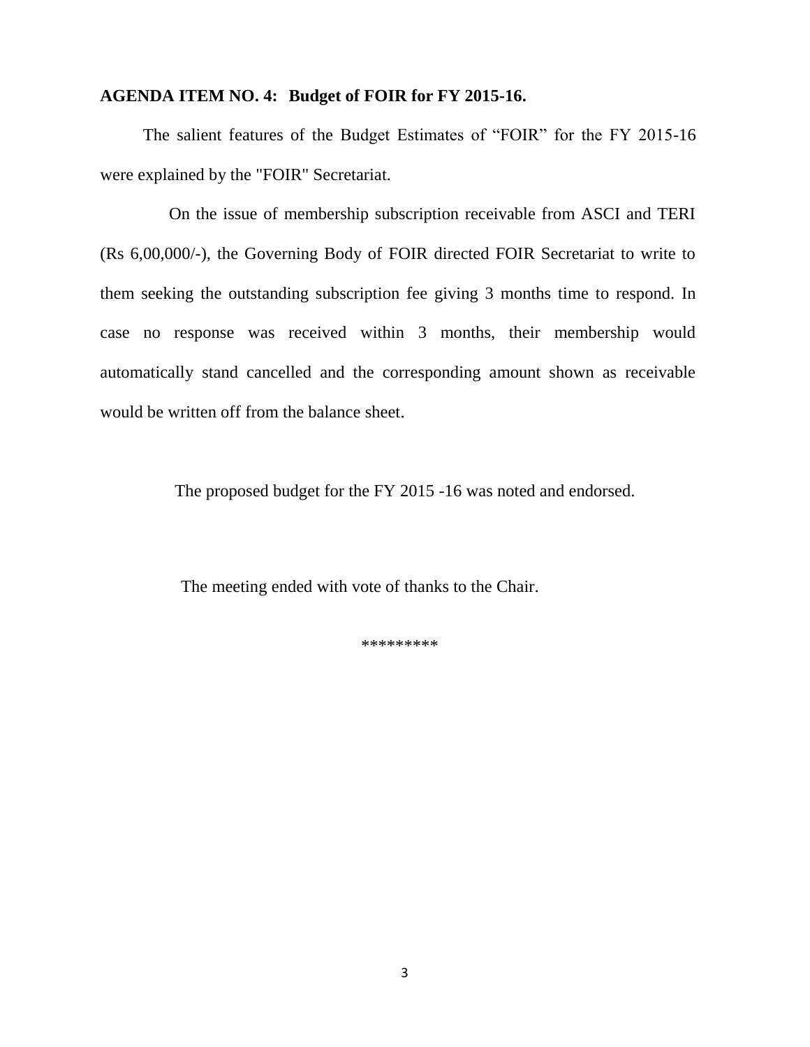**AGENDA ITEM NO. 4: Budget of FOIR for FY 2015-16.**

The salient features of the Budget Estimates of "FOIR" for the FY 2015-16 were explained by the "FOIR" Secretariat.

On the issue of membership subscription receivable from ASCI and TERI (Rs 6,00,000/-), the Governing Body of FOIR directed FOIR Secretariat to write to them seeking the outstanding subscription fee giving 3 months time to respond. In case no response was received within 3 months, their membership would automatically stand cancelled and the corresponding amount shown as receivable would be written off from the balance sheet.

The proposed budget for the FY 2015 -16 was noted and endorsed.

The meeting ended with vote of thanks to the Chair.

*********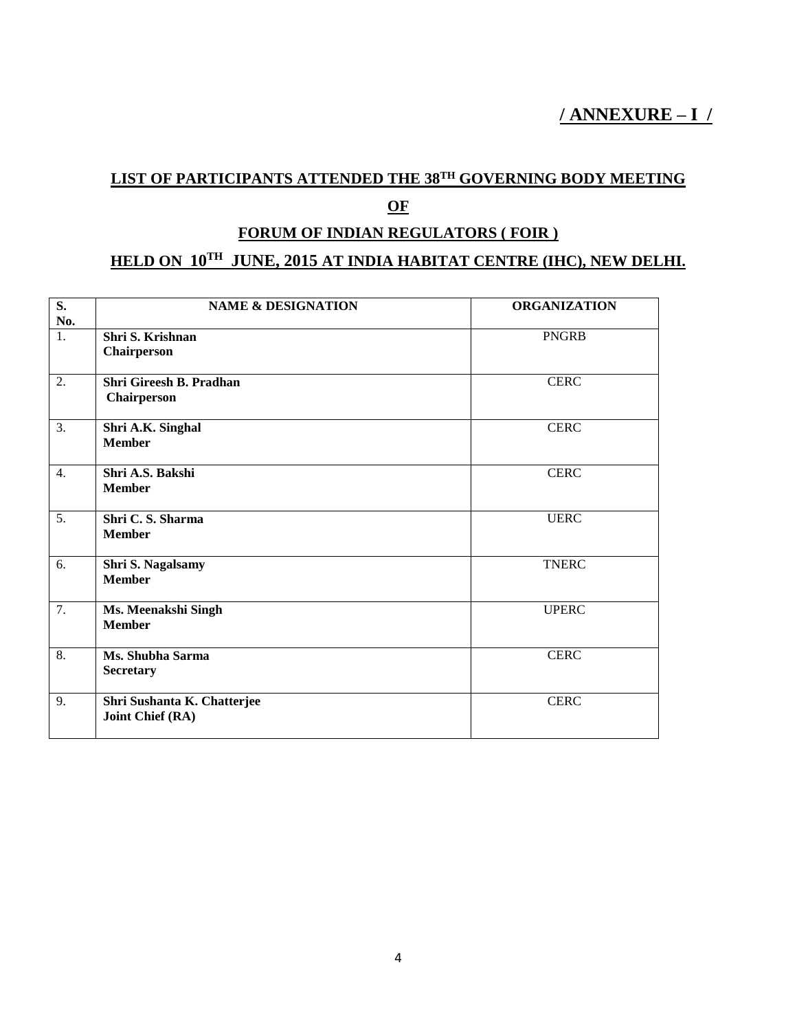**/ ANNEXURE – I /**

## LIST OF PARTICIPANTS ATTENDED THE 38TH GOVERNING BODY MEETING

## OF

## FORUM OF INDIAN REGULATORS ( FOIR )

## HELD ON 10TH JUNE, 2015 AT INDIA HABITAT CENTRE (IHC), NEW DELHI.

| S. No. | NAME & DESIGNATION | ORGANIZATION |
|---|---|---|
| 1. | **Shri S. Krishnan**<br>**Chairperson** | PNGRB |
| 2. | **Shri Gireesh B. Pradhan**<br>**Chairperson** | CERC |
| 3. | **Shri A.K. Singhal**<br>**Member** | CERC |
| 4. | **Shri A.S. Bakshi**<br>**Member** | CERC |
| 5. | **Shri C. S. Sharma**<br>**Member** | UERC |
| 6. | **Shri S. Nagalsamy**<br>**Member** | TNERC |
| 7. | **Ms. Meenakshi Singh**<br>**Member** | UPERC |
| 8. | **Ms. Shubha Sarma**<br>**Secretary** | CERC |
| 9. | **Shri Sushanta K. Chatterjee**<br>**Joint Chief (RA)** | CERC |